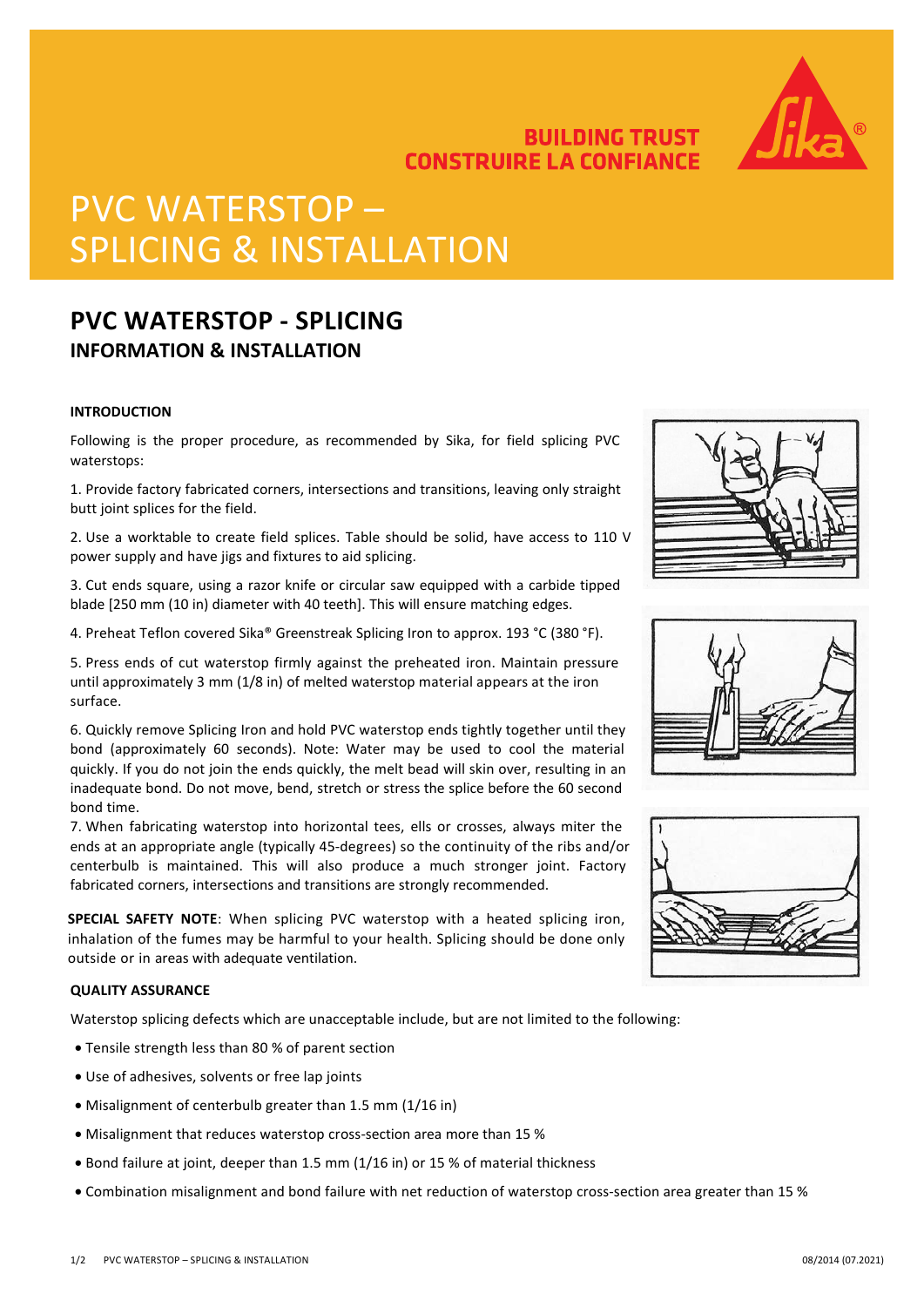BUILDING TRUST
CONSTRUIRE LA CONFIANCE

# PVC WATERSTOP – SPLICING & INSTALLATION

## PVC WATERSTOP - SPLICING

### INFORMATION & INSTALLATION

**INTRODUCTION**

Following is the proper procedure, as recommended by Sika, for field splicing PVC waterstops:

1. Provide factory fabricated corners, intersections and transitions, leaving only straight butt joint splices for the field.

2. Use a worktable to create field splices. Table should be solid, have access to 110 V power supply and have jigs and fixtures to aid splicing.

3. Cut ends square, using a razor knife or circular saw equipped with a carbide tipped blade [250 mm (10 in) diameter with 40 teeth]. This will ensure matching edges.

4. Preheat Teflon covered Sika® Greenstreak Splicing Iron to approx. 193 °C (380 °F).

5. Press ends of cut waterstop firmly against the preheated iron. Maintain pressure until approximately 3 mm (1/8 in) of melted waterstop material appears at the iron surface.

6. Quickly remove Splicing Iron and hold PVC waterstop ends tightly together until they bond (approximately 60 seconds). Note: Water may be used to cool the material quickly. If you do not join the ends quickly, the melt bead will skin over, resulting in an inadequate bond. Do not move, bend, stretch or stress the splice before the 60 second bond time.

7. When fabricating waterstop into horizontal tees, ells or crosses, always miter the ends at an appropriate angle (typically 45-degrees) so the continuity of the ribs and/or centerbulb is maintained. This will also produce a much stronger joint. Factory fabricated corners, intersections and transitions are strongly recommended.

**SPECIAL SAFETY NOTE**: When splicing PVC waterstop with a heated splicing iron, inhalation of the fumes may be harmful to your health. Splicing should be done only outside or in areas with adequate ventilation.

**QUALITY ASSURANCE**

Waterstop splicing defects which are unacceptable include, but are not limited to the following:

- Tensile strength less than 80 % of parent section
- Use of adhesives, solvents or free lap joints
- Misalignment of centerbulb greater than 1.5 mm (1/16 in)
- Misalignment that reduces waterstop cross-section area more than 15 %
- Bond failure at joint, deeper than 1.5 mm (1/16 in) or 15 % of material thickness
- Combination misalignment and bond failure with net reduction of waterstop cross-section area greater than 15 %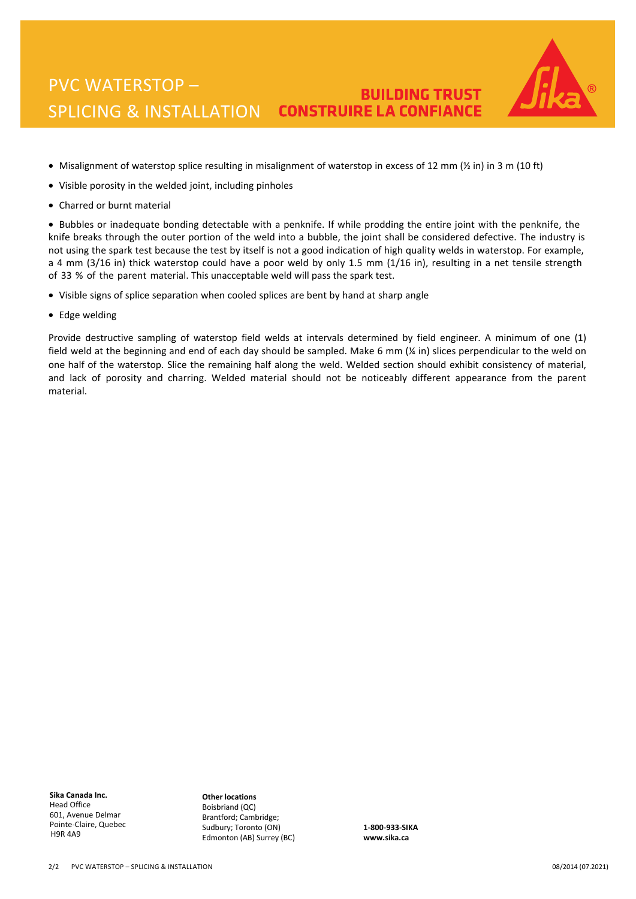- Misalignment of waterstop splice resulting in misalignment of waterstop in excess of 12 mm (½ in) in 3 m (10 ft)
- Visible porosity in the welded joint, including pinholes
- Charred or burnt material
- Bubbles or inadequate bonding detectable with a penknife. If while prodding the entire joint with the penknife, the knife breaks through the outer portion of the weld into a bubble, the joint shall be considered defective. The industry is not using the spark test because the test by itself is not a good indication of high quality welds in waterstop. For example, a 4 mm (3/16 in) thick waterstop could have a poor weld by only 1.5 mm (1/16 in), resulting in a net tensile strength of 33 % of the parent material. This unacceptable weld will pass the spark test.
- Visible signs of splice separation when cooled splices are bent by hand at sharp angle
- Edge welding

Provide destructive sampling of waterstop field welds at intervals determined by field engineer. A minimum of one (1) field weld at the beginning and end of each day should be sampled. Make 6 mm (¼ in) slices perpendicular to the weld on one half of the waterstop. Slice the remaining half along the weld. Welded section should exhibit consistency of material, and lack of porosity and charring. Welded material should not be noticeably different appearance from the parent material.

**Sika Canada Inc.**
Head Office
601, Avenue Delmar
Pointe-Claire, Quebec
H9R 4A9

**Other locations**
Boisbriand (QC)
Brantford; Cambridge;
Sudbury; Toronto (ON)
Edmonton (AB) Surrey (BC)

**1-800-933-SIKA**
**www.sika.ca**